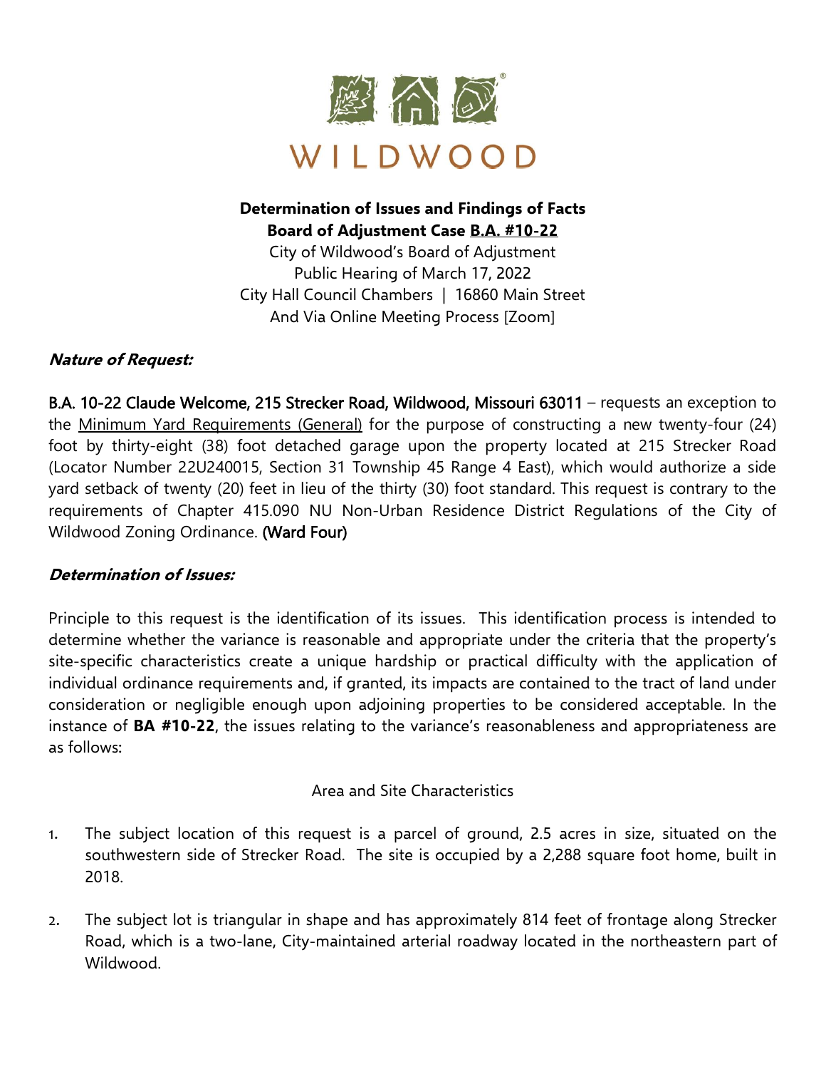WILDWOOD

**Determination of Issues and Findings of Facts**
**Board of Adjustment Case <u>B.A. #10-22</u>**
City of Wildwood's Board of Adjustment
Public Hearing of March 17, 2022
City Hall Council Chambers | 16860 Main Street
And Via Online Meeting Process [Zoom]

### *Nature of Request:*

**B.A. 10-22 Claude Welcome, 215 Strecker Road, Wildwood, Missouri 63011** – requests an exception to the <u>Minimum Yard Requirements (General)</u> for the purpose of constructing a new twenty-four (24) foot by thirty-eight (38) foot detached garage upon the property located at 215 Strecker Road (Locator Number 22U240015, Section 31 Township 45 Range 4 East), which would authorize a side yard setback of twenty (20) feet in lieu of the thirty (30) foot standard. This request is contrary to the requirements of Chapter 415.090 NU Non-Urban Residence District Regulations of the City of Wildwood Zoning Ordinance. **(Ward Four)**

### *Determination of Issues:*

Principle to this request is the identification of its issues. This identification process is intended to determine whether the variance is reasonable and appropriate under the criteria that the property's site-specific characteristics create a unique hardship or practical difficulty with the application of individual ordinance requirements and, if granted, its impacts are contained to the tract of land under consideration or negligible enough upon adjoining properties to be considered acceptable. In the instance of **BA #10-22**, the issues relating to the variance's reasonableness and appropriateness are as follows:

Area and Site Characteristics

1. The subject location of this request is a parcel of ground, 2.5 acres in size, situated on the southwestern side of Strecker Road. The site is occupied by a 2,288 square foot home, built in 2018.

2. The subject lot is triangular in shape and has approximately 814 feet of frontage along Strecker Road, which is a two-lane, City-maintained arterial roadway located in the northeastern part of Wildwood.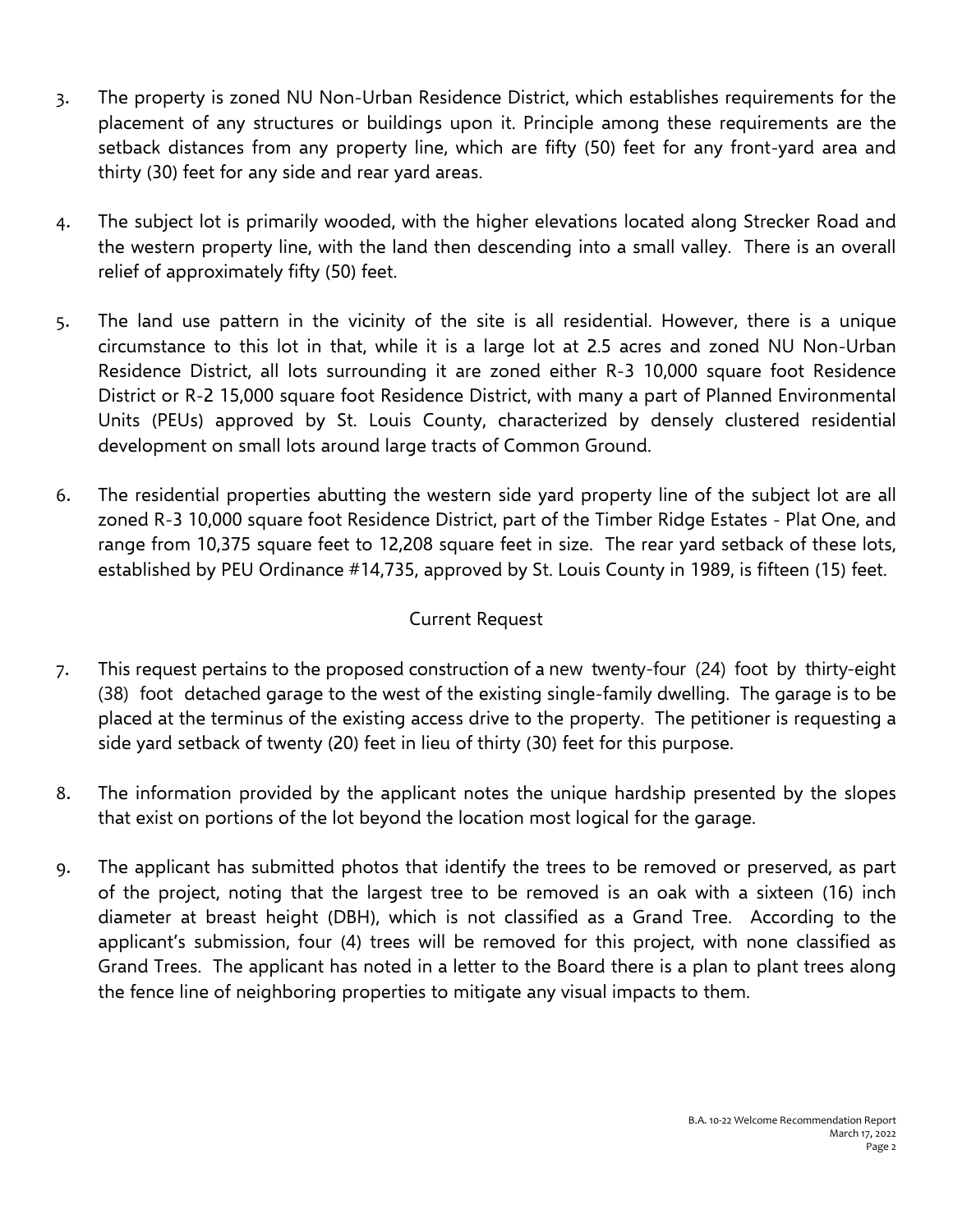3. The property is zoned NU Non-Urban Residence District, which establishes requirements for the placement of any structures or buildings upon it. Principle among these requirements are the setback distances from any property line, which are fifty (50) feet for any front-yard area and thirty (30) feet for any side and rear yard areas.

4. The subject lot is primarily wooded, with the higher elevations located along Strecker Road and the western property line, with the land then descending into a small valley. There is an overall relief of approximately fifty (50) feet.

5. The land use pattern in the vicinity of the site is all residential. However, there is a unique circumstance to this lot in that, while it is a large lot at 2.5 acres and zoned NU Non-Urban Residence District, all lots surrounding it are zoned either R-3 10,000 square foot Residence District or R-2 15,000 square foot Residence District, with many a part of Planned Environmental Units (PEUs) approved by St. Louis County, characterized by densely clustered residential development on small lots around large tracts of Common Ground.

6. The residential properties abutting the western side yard property line of the subject lot are all zoned R-3 10,000 square foot Residence District, part of the Timber Ridge Estates - Plat One, and range from 10,375 square feet to 12,208 square feet in size. The rear yard setback of these lots, established by PEU Ordinance #14,735, approved by St. Louis County in 1989, is fifteen (15) feet.

## Current Request

7. This request pertains to the proposed construction of a new twenty-four (24) foot by thirty-eight (38) foot detached garage to the west of the existing single-family dwelling. The garage is to be placed at the terminus of the existing access drive to the property. The petitioner is requesting a side yard setback of twenty (20) feet in lieu of thirty (30) feet for this purpose.

8. The information provided by the applicant notes the unique hardship presented by the slopes that exist on portions of the lot beyond the location most logical for the garage.

9. The applicant has submitted photos that identify the trees to be removed or preserved, as part of the project, noting that the largest tree to be removed is an oak with a sixteen (16) inch diameter at breast height (DBH), which is not classified as a Grand Tree. According to the applicant's submission, four (4) trees will be removed for this project, with none classified as Grand Trees. The applicant has noted in a letter to the Board there is a plan to plant trees along the fence line of neighboring properties to mitigate any visual impacts to them.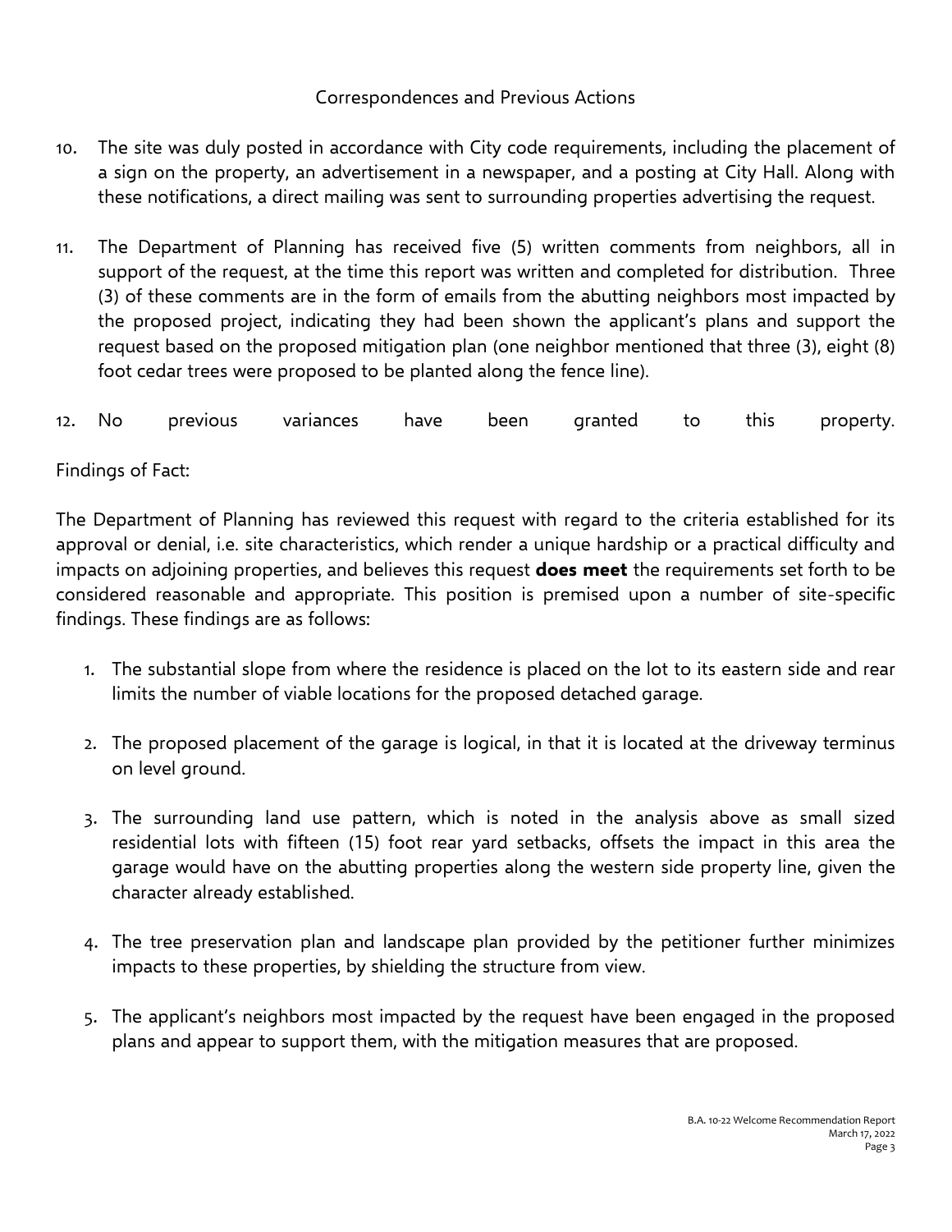## Correspondences and Previous Actions

10. The site was duly posted in accordance with City code requirements, including the placement of a sign on the property, an advertisement in a newspaper, and a posting at City Hall. Along with these notifications, a direct mailing was sent to surrounding properties advertising the request.

11. The Department of Planning has received five (5) written comments from neighbors, all in support of the request, at the time this report was written and completed for distribution. Three (3) of these comments are in the form of emails from the abutting neighbors most impacted by the proposed project, indicating they had been shown the applicant's plans and support the request based on the proposed mitigation plan (one neighbor mentioned that three (3), eight (8) foot cedar trees were proposed to be planted along the fence line).

12. No previous variances have been granted to this property.

Findings of Fact:

The Department of Planning has reviewed this request with regard to the criteria established for its approval or denial, i.e. site characteristics, which render a unique hardship or a practical difficulty and impacts on adjoining properties, and believes this request **does meet** the requirements set forth to be considered reasonable and appropriate. This position is premised upon a number of site-specific findings. These findings are as follows:

1. The substantial slope from where the residence is placed on the lot to its eastern side and rear limits the number of viable locations for the proposed detached garage.

2. The proposed placement of the garage is logical, in that it is located at the driveway terminus on level ground.

3. The surrounding land use pattern, which is noted in the analysis above as small sized residential lots with fifteen (15) foot rear yard setbacks, offsets the impact in this area the garage would have on the abutting properties along the western side property line, given the character already established.

4. The tree preservation plan and landscape plan provided by the petitioner further minimizes impacts to these properties, by shielding the structure from view.

5. The applicant's neighbors most impacted by the request have been engaged in the proposed plans and appear to support them, with the mitigation measures that are proposed.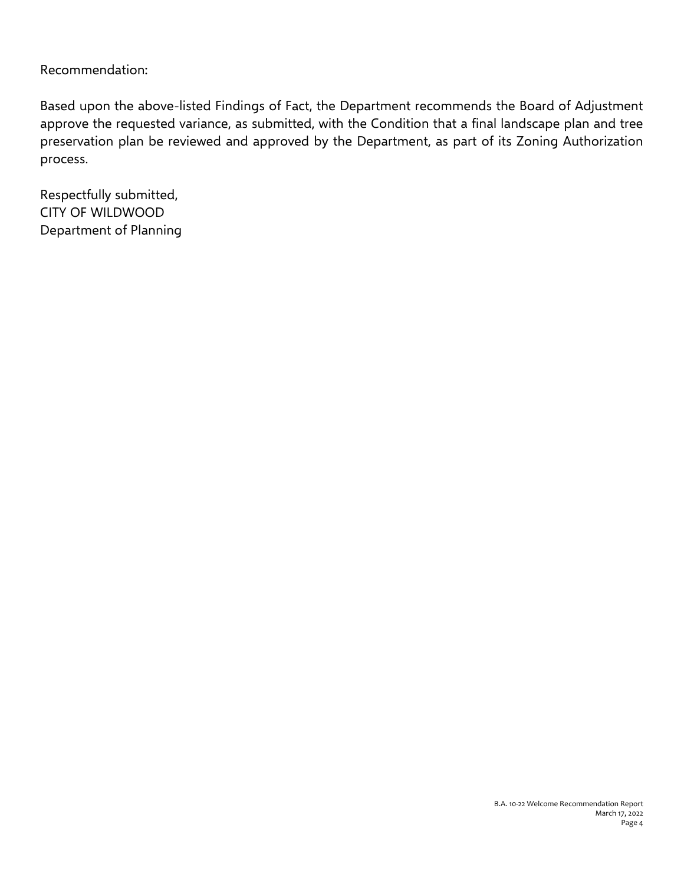Recommendation:

Based upon the above-listed Findings of Fact, the Department recommends the Board of Adjustment approve the requested variance, as submitted, with the Condition that a final landscape plan and tree preservation plan be reviewed and approved by the Department, as part of its Zoning Authorization process.

Respectfully submitted,
CITY OF WILDWOOD
Department of Planning